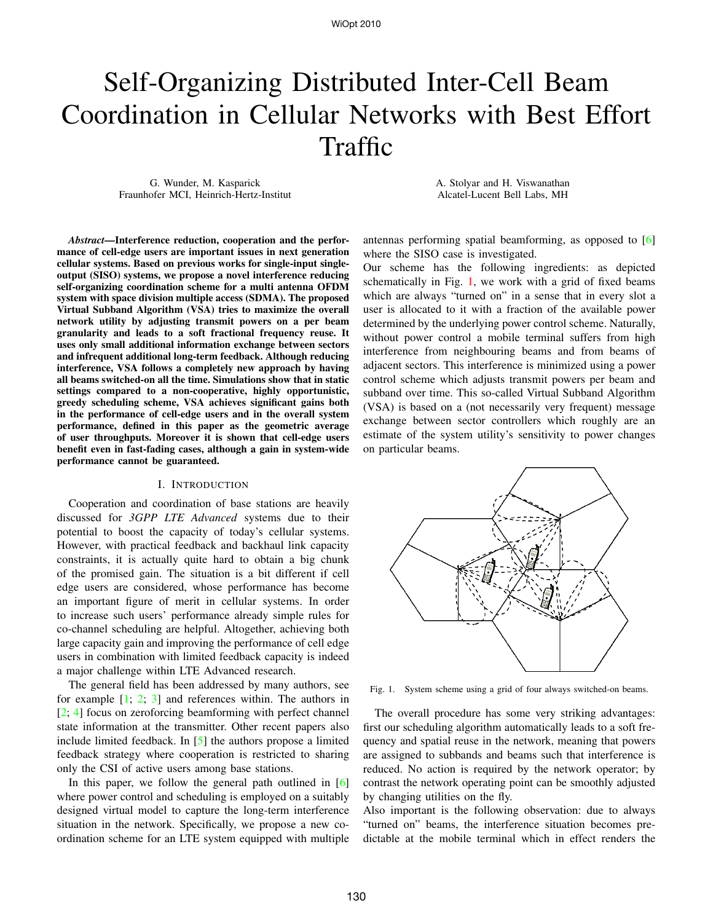# Self-Organizing Distributed Inter-Cell Beam Coordination in Cellular Networks with Best Effort Traffic

G. Wunder, M. Kasparick
Fraunhofer MCI, Heinrich-Hertz-Institut

A. Stolyar and H. Viswanathan
Alcatel-Lucent Bell Labs, MH

***Abstract*—Interference reduction, cooperation and the performance of cell-edge users are important issues in next generation cellular systems. Based on previous works for single-input single-output (SISO) systems, we propose a novel interference reducing self-organizing coordination scheme for a multi antenna OFDM system with space division multiple access (SDMA). The proposed Virtual Subband Algorithm (VSA) tries to maximize the overall network utility by adjusting transmit powers on a per beam granularity and leads to a soft fractional frequency reuse. It uses only small additional information exchange between sectors and infrequent additional long-term feedback. Although reducing interference, VSA follows a completely new approach by having all beams switched-on all the time. Simulations show that in static settings compared to a non-cooperative, highly opportunistic, greedy scheduling scheme, VSA achieves significant gains both in the performance of cell-edge users and in the overall system performance, defined in this paper as the geometric average of user throughputs. Moreover it is shown that cell-edge users benefit even in fast-fading cases, although a gain in system-wide performance cannot be guaranteed.**

## I. Introduction

Cooperation and coordination of base stations are heavily discussed for *3GPP LTE Advanced* systems due to their potential to boost the capacity of today's cellular systems. However, with practical feedback and backhaul link capacity constraints, it is actually quite hard to obtain a big chunk of the promised gain. The situation is a bit different if cell edge users are considered, whose performance has become an important figure of merit in cellular systems. In order to increase such users' performance already simple rules for co-channel scheduling are helpful. Altogether, achieving both large capacity gain and improving the performance of cell edge users in combination with limited feedback capacity is indeed a major challenge within LTE Advanced research.

The general field has been addressed by many authors, see for example [1; 2; 3] and references within. The authors in [2; 4] focus on zeroforcing beamforming with perfect channel state information at the transmitter. Other recent papers also include limited feedback. In [5] the authors propose a limited feedback strategy where cooperation is restricted to sharing only the CSI of active users among base stations.

In this paper, we follow the general path outlined in [6] where power control and scheduling is employed on a suitably designed virtual model to capture the long-term interference situation in the network. Specifically, we propose a new coordination scheme for an LTE system equipped with multiple antennas performing spatial beamforming, as opposed to [6] where the SISO case is investigated.

Our scheme has the following ingredients: as depicted schematically in Fig. 1, we work with a grid of fixed beams which are always "turned on" in a sense that in every slot a user is allocated to it with a fraction of the available power determined by the underlying power control scheme. Naturally, without power control a mobile terminal suffers from high interference from neighbouring beams and from beams of adjacent sectors. This interference is minimized using a power control scheme which adjusts transmit powers per beam and subband over time. This so-called Virtual Subband Algorithm (VSA) is based on a (not necessarily very frequent) message exchange between sector controllers which roughly are an estimate of the system utility's sensitivity to power changes on particular beams.

Fig. 1. System scheme using a grid of four always switched-on beams.

The overall procedure has some very striking advantages: first our scheduling algorithm automatically leads to a soft frequency and spatial reuse in the network, meaning that powers are assigned to subbands and beams such that interference is reduced. No action is required by the network operator; by contrast the network operating point can be smoothly adjusted by changing utilities on the fly.

Also important is the following observation: due to always "turned on" beams, the interference situation becomes predictable at the mobile terminal which in effect renders the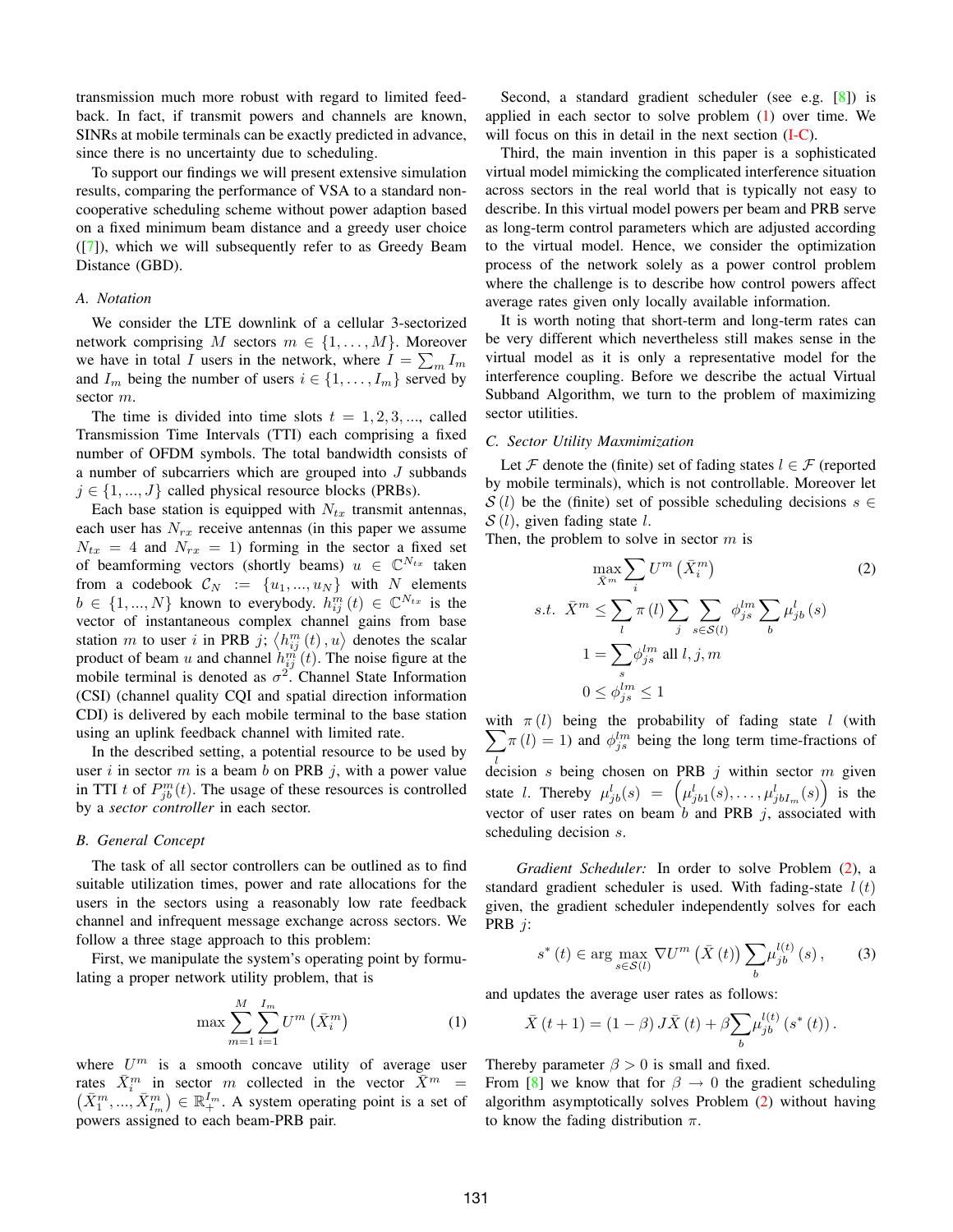transmission much more robust with regard to limited feedback. In fact, if transmit powers and channels are known, SINRs at mobile terminals can be exactly predicted in advance, since there is no uncertainty due to scheduling.

To support our findings we will present extensive simulation results, comparing the performance of VSA to a standard non-cooperative scheduling scheme without power adaption based on a fixed minimum beam distance and a greedy user choice ([7]), which we will subsequently refer to as Greedy Beam Distance (GBD).

### A. Notation

We consider the LTE downlink of a cellular 3-sectorized network comprising $M$ sectors $m \in \{1, \ldots, M\}$. Moreover we have in total $I$ users in the network, where $I = \sum_m I_m$ and $I_m$ being the number of users $i \in \{1, \ldots, I_m\}$ served by sector $m$.

The time is divided into time slots $t = 1, 2, 3, ...$, called Transmission Time Intervals (TTI) each comprising a fixed number of OFDM symbols. The total bandwidth consists of a number of subcarriers which are grouped into $J$ subbands $j \in \{1, ..., J\}$ called physical resource blocks (PRBs).

Each base station is equipped with $N_{tx}$ transmit antennas, each user has $N_{rx}$ receive antennas (in this paper we assume $N_{tx} = 4$ and $N_{rx} = 1$) forming in the sector a fixed set of beamforming vectors (shortly beams) $u \in \mathbb{C}^{N_{tx}}$ taken from a codebook $\mathcal{C}_N := \{u_1, ..., u_N\}$ with $N$ elements $b \in \{1, ..., N\}$ known to everybody. $h_{ij}^m(t) \in \mathbb{C}^{N_{tx}}$ is the vector of instantaneous complex channel gains from base station $m$ to user $i$ in PRB $j$; $\langle h_{ij}^m(t), u \rangle$ denotes the scalar product of beam $u$ and channel $h_{ij}^m(t)$. The noise figure at the mobile terminal is denoted as $\sigma^2$. Channel State Information (CSI) (channel quality CQI and spatial direction information CDI) is delivered by each mobile terminal to the base station using an uplink feedback channel with limited rate.

In the described setting, a potential resource to be used by user $i$ in sector $m$ is a beam $b$ on PRB $j$, with a power value in TTI $t$ of $P_{jb}^m(t)$. The usage of these resources is controlled by a *sector controller* in each sector.

### B. General Concept

The task of all sector controllers can be outlined as to find suitable utilization times, power and rate allocations for the users in the sectors using a reasonably low rate feedback channel and infrequent message exchange across sectors. We follow a three stage approach to this problem:

First, we manipulate the system's operating point by formulating a proper network utility problem, that is

$$\max \sum_{m=1}^{M} \sum_{i=1}^{I_m} U^m\left(\bar{X}_i^m\right) \tag{1}$$

where $U^m$ is a smooth concave utility of average user rates $\bar{X}_i^m$ in sector $m$ collected in the vector $\bar{X}^m = \left(\bar{X}_1^m, ..., \bar{X}_{I_m}^m\right) \in \mathbb{R}_+^{I_m}$. A system operating point is a set of powers assigned to each beam-PRB pair.

Second, a standard gradient scheduler (see e.g. [8]) is applied in each sector to solve problem (1) over time. We will focus on this in detail in the next section (I-C).

Third, the main invention in this paper is a sophisticated virtual model mimicking the complicated interference situation across sectors in the real world that is typically not easy to describe. In this virtual model powers per beam and PRB serve as long-term control parameters which are adjusted according to the virtual model. Hence, we consider the optimization process of the network solely as a power control problem where the challenge is to describe how control powers affect average rates given only locally available information.

It is worth noting that short-term and long-term rates can be very different which nevertheless still makes sense in the virtual model as it is only a representative model for the interference coupling. Before we describe the actual Virtual Subband Algorithm, we turn to the problem of maximizing sector utilities.

### C. Sector Utility Maxmimization

Let $\mathcal{F}$ denote the (finite) set of fading states $l \in \mathcal{F}$ (reported by mobile terminals), which is not controllable. Moreover let $\mathcal{S}(l)$ be the (finite) set of possible scheduling decisions $s \in \mathcal{S}(l)$, given fading state $l$.
Then, the problem to solve in sector $m$ is

$$\begin{aligned} \max_{\bar{X}^m} & \sum_i U^m\left(\bar{X}_i^m\right) \\ s.t. \;\; \bar{X}^m & \leq \sum_l \pi(l) \sum_j \sum_{s \in \mathcal{S}(l)} \phi_{js}^{lm} \sum_b \mu_{jb}^l(s) \\ 1 & = \sum_s \phi_{js}^{lm} \text{ all } l, j, m \\ 0 & \leq \phi_{js}^{lm} \leq 1 \end{aligned} \tag{2}$$

with $\pi(l)$ being the probability of fading state $l$ (with $\sum_l \pi(l) = 1$) and $\phi_{js}^{lm}$ being the long term time-fractions of decision $s$ being chosen on PRB $j$ within sector $m$ given state $l$. Thereby $\mu_{jb}^l(s) = \left(\mu_{jb1}^l(s), \ldots, \mu_{jbI_m}^l(s)\right)$ is the vector of user rates on beam $b$ and PRB $j$, associated with scheduling decision $s$.

*Gradient Scheduler:* In order to solve Problem (2), a standard gradient scheduler is used. With fading-state $l(t)$ given, the gradient scheduler independently solves for each PRB $j$:

$$s^*(t) \in \arg\max_{s \in \mathcal{S}(l)} \nabla U^m\left(\bar{X}(t)\right) \sum_b \mu_{jb}^{l(t)}(s), \tag{3}$$

and updates the average user rates as follows:

$$\bar{X}(t+1) = (1-\beta) J \bar{X}(t) + \beta \sum_b \mu_{jb}^{l(t)}\left(s^*(t)\right).$$

Thereby parameter $\beta > 0$ is small and fixed.
From [8] we know that for $\beta \to 0$ the gradient scheduling algorithm asymptotically solves Problem (2) without having to know the fading distribution $\pi$.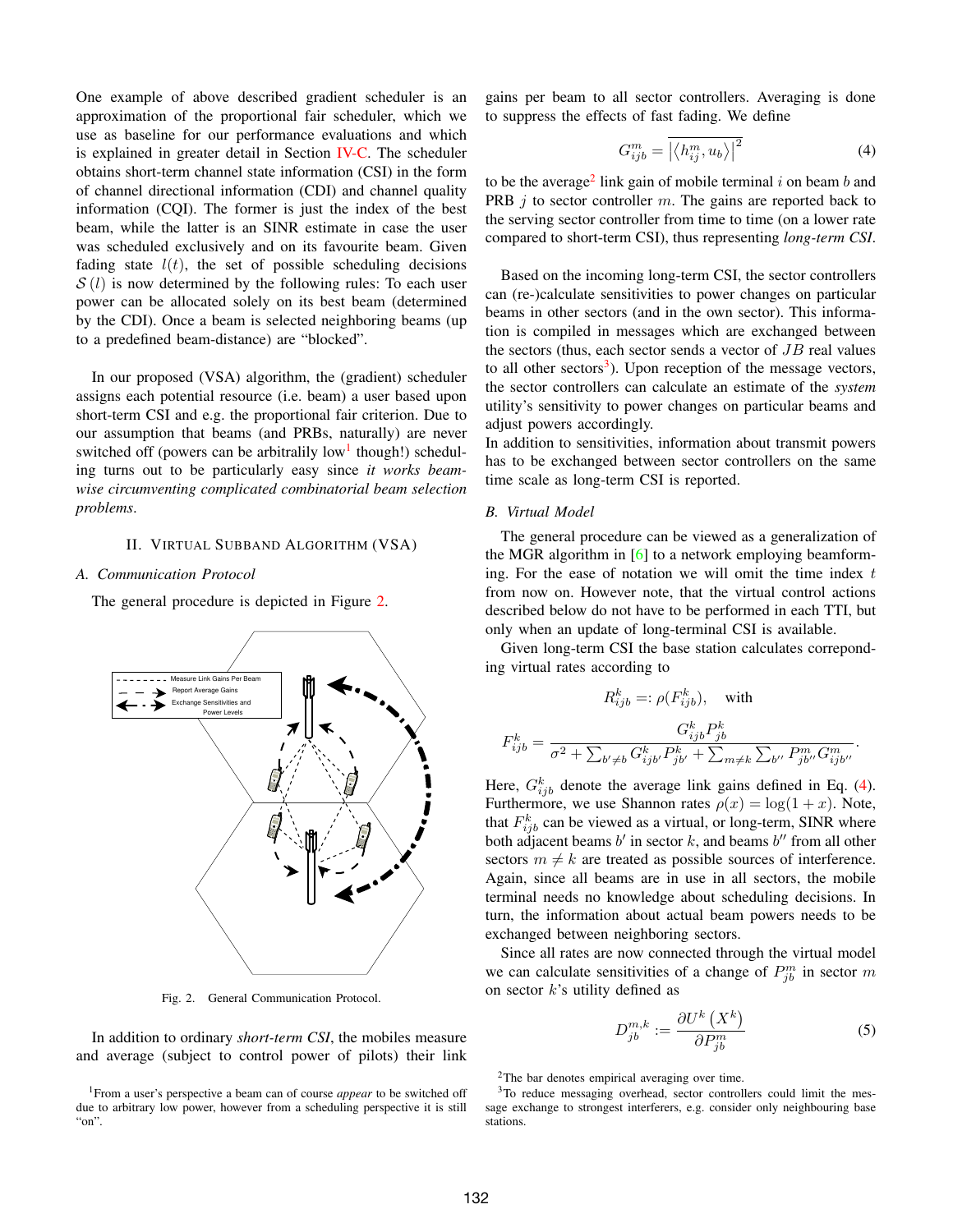One example of above described gradient scheduler is an approximation of the proportional fair scheduler, which we use as baseline for our performance evaluations and which is explained in greater detail in Section IV-C. The scheduler obtains short-term channel state information (CSI) in the form of channel directional information (CDI) and channel quality information (CQI). The former is just the index of the best beam, while the latter is an SINR estimate in case the user was scheduled exclusively and on its favourite beam. Given fading state $l(t)$, the set of possible scheduling decisions $\mathcal{S}(l)$ is now determined by the following rules: To each user power can be allocated solely on its best beam (determined by the CDI). Once a beam is selected neighboring beams (up to a predefined beam-distance) are "blocked".

In our proposed (VSA) algorithm, the (gradient) scheduler assigns each potential resource (i.e. beam) a user based upon short-term CSI and e.g. the proportional fair criterion. Due to our assumption that beams (and PRBs, naturally) are never switched off (powers can be arbitrarily low[1] though!) scheduling turns out to be particularly easy since *it works beam-wise circumventing complicated combinatorial beam selection problems*.

## II. Virtual Subband Algorithm (VSA)

### A. Communication Protocol

The general procedure is depicted in Figure 2.

Fig. 2. General Communication Protocol.

In addition to ordinary *short-term CSI*, the mobiles measure and average (subject to control power of pilots) their link gains per beam to all sector controllers. Averaging is done to suppress the effects of fast fading. We define

$$G_{ijb}^{m} = \overline{\left|\langle h_{ij}^{m}, u_b \rangle\right|^2} \tag{4}$$

to be the average[2] link gain of mobile terminal $i$ on beam $b$ and PRB $j$ to sector controller $m$. The gains are reported back to the serving sector controller from time to time (on a lower rate compared to short-term CSI), thus representing *long-term CSI*.

Based on the incoming long-term CSI, the sector controllers can (re-)calculate sensitivities to power changes on particular beams in other sectors (and in the own sector). This information is compiled in messages which are exchanged between the sectors (thus, each sector sends a vector of $JB$ real values to all other sectors[3]). Upon reception of the message vectors, the sector controllers can calculate an estimate of the *system* utility's sensitivity to power changes on particular beams and adjust powers accordingly.
In addition to sensitivities, information about transmit powers has to be exchanged between sector controllers on the same time scale as long-term CSI is reported.

### B. Virtual Model

The general procedure can be viewed as a generalization of the MGR algorithm in [6] to a network employing beamforming. For the ease of notation we will omit the time index $t$ from now on. However note, that the virtual control actions described below do not have to be performed in each TTI, but only when an update of long-terminal CSI is available.

Given long-term CSI the base station calculates corresponding virtual rates according to

$$R_{ijb}^{k} =: \rho(F_{ijb}^{k}), \quad \text{with}$$

$$F_{ijb}^{k} = \frac{G_{ijb}^{k} P_{jb}^{k}}{\sigma^2 + \sum_{b' \neq b} G_{ijb'}^{k} P_{jb'}^{k} + \sum_{m \neq k} \sum_{b''} P_{jb''}^{m} G_{ijb''}^{m}}.$$

Here, $G_{ijb}^{k}$ denote the average link gains defined in Eq. (4). Furthermore, we use Shannon rates $\rho(x) = \log(1 + x)$. Note, that $F_{ijb}^{k}$ can be viewed as a virtual, or long-term, SINR where both adjacent beams $b'$ in sector $k$, and beams $b''$ from all other sectors $m \neq k$ are treated as possible sources of interference. Again, since all beams are in use in all sectors, the mobile terminal needs no knowledge about scheduling decisions. In turn, the information about actual beam powers needs to be exchanged between neighboring sectors.

Since all rates are now connected through the virtual model we can calculate sensitivities of a change of $P_{jb}^{m}$ in sector $m$ on sector $k$'s utility defined as

$$D_{jb}^{m,k} := \frac{\partial U^k\left(X^k\right)}{\partial P_{jb}^{m}} \tag{5}$$

[1] From a user's perspective a beam can of course *appear* to be switched off due to arbitrary low power, however from a scheduling perspective it is still "on".

[2] The bar denotes empirical averaging over time.

[3] To reduce messaging overhead, sector controllers could limit the message exchange to strongest interferers, e.g. consider only neighbouring base stations.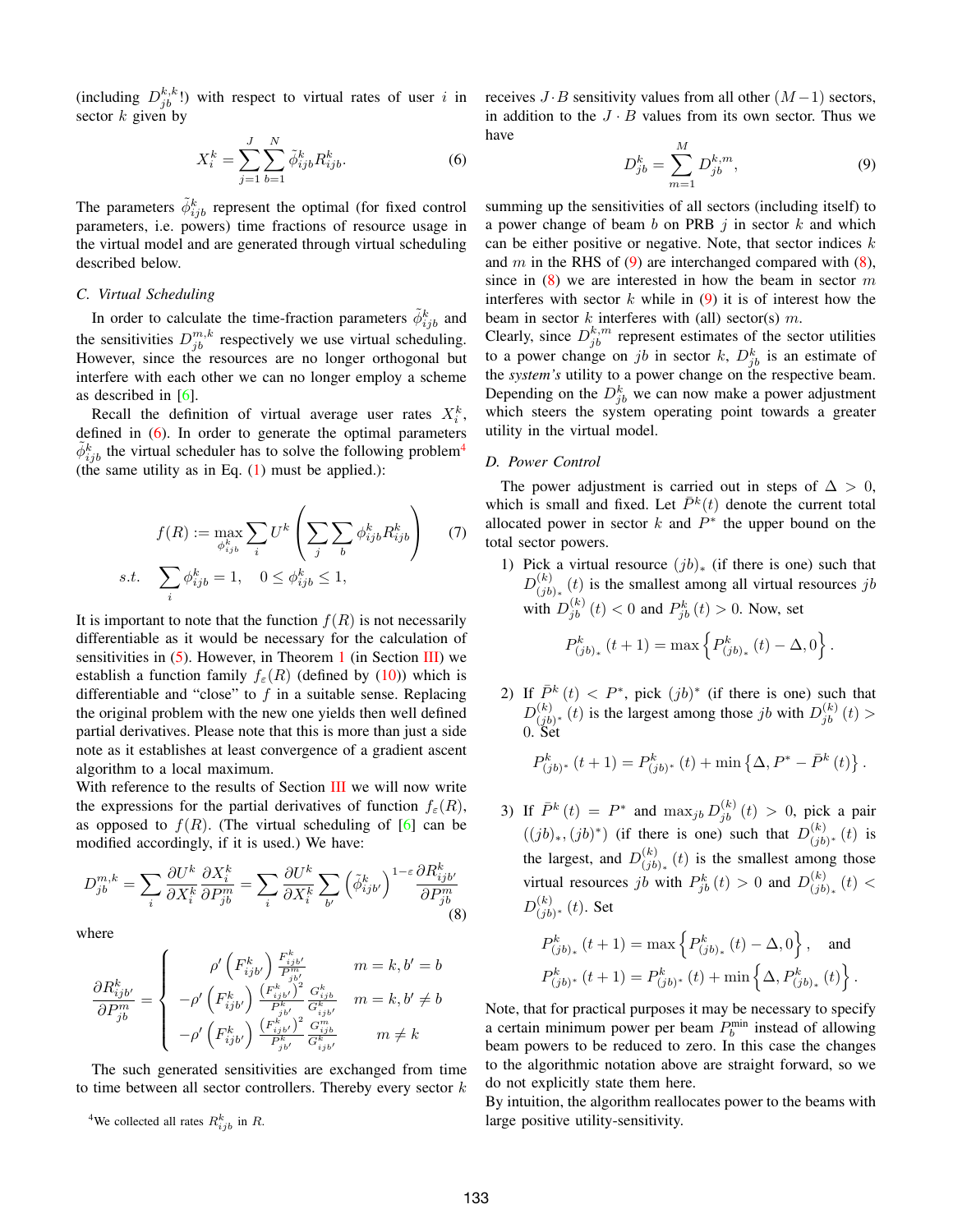(including $D_{jb}^{k,k}$!) with respect to virtual rates of user $i$ in sector $k$ given by

$$X_i^k = \sum_{j=1}^{J} \sum_{b=1}^{N} \tilde{\phi}_{ijb}^k R_{ijb}^k. \tag{6}$$

The parameters $\tilde{\phi}_{ijb}^k$ represent the optimal (for fixed control parameters, i.e. powers) time fractions of resource usage in the virtual model and are generated through virtual scheduling described below.

### C. Virtual Scheduling

In order to calculate the time-fraction parameters $\tilde{\phi}_{ijb}^k$ and the sensitivities $D_{jb}^{m,k}$ respectively we use virtual scheduling. However, since the resources are no longer orthogonal but interfere with each other we can no longer employ a scheme as described in [6].

Recall the definition of virtual average user rates $X_i^k$, defined in (6). In order to generate the optimal parameters $\tilde{\phi}_{ijb}^k$ the virtual scheduler has to solve the following problem[4] (the same utility as in Eq. (1) must be applied.):

$$f(R) := \max_{\phi_{ijb}^k} \sum_i U^k \left( \sum_j \sum_b \phi_{ijb}^k R_{ijb}^k \right) \tag{7}$$
$$s.t. \quad \sum_i \phi_{ijb}^k = 1, \quad 0 \le \phi_{ijb}^k \le 1,$$

It is important to note that the function $f(R)$ is not necessarily differentiable as it would be necessary for the calculation of sensitivities in (5). However, in Theorem 1 (in Section III) we establish a function family $f_\varepsilon(R)$ (defined by (10)) which is differentiable and "close" to $f$ in a suitable sense. Replacing the original problem with the new one yields then well defined partial derivatives. Please note that this is more than just a side note as it establishes at least convergence of a gradient ascent algorithm to a local maximum.

With reference to the results of Section III we will now write the expressions for the partial derivatives of function $f_\varepsilon(R)$, as opposed to $f(R)$. (The virtual scheduling of [6] can be modified accordingly, if it is used.) We have:

$$D_{jb}^{m,k} = \sum_i \frac{\partial U^k}{\partial X_i^k} \frac{\partial X_i^k}{\partial P_{jb}^m} = \sum_i \frac{\partial U^k}{\partial X_i^k} \sum_{b'} \left( \tilde{\phi}_{ijb'}^k \right)^{1-\varepsilon} \frac{\partial R_{ijb'}^k}{\partial P_{jb}^m} \tag{8}$$

where

$$\frac{\partial R_{ijb'}^k}{\partial P_{jb}^m} = \begin{cases} \rho'\left(F_{ijb'}^k\right) \frac{F_{ijb'}^k}{P_{jb'}^m} & m = k, b' = b \\ -\rho'\left(F_{ijb'}^k\right) \frac{\left(F_{ijb'}^k\right)^2}{P_{jb'}^k} \frac{G_{ijb}^k}{G_{ijb'}^k} & m = k, b' \neq b \\ -\rho'\left(F_{ijb'}^k\right) \frac{\left(F_{ijb'}^k\right)^2}{P_{jb'}^k} \frac{G_{ijb}^m}{G_{ijb'}^k} & m \neq k \end{cases}$$

The such generated sensitivities are exchanged from time to time between all sector controllers. Thereby every sector $k$ receives $J \cdot B$ sensitivity values from all other $(M-1)$ sectors, in addition to the $J \cdot B$ values from its own sector. Thus we have

$$D_{jb}^k = \sum_{m=1}^{M} D_{jb}^{k,m}, \tag{9}$$

summing up the sensitivities of all sectors (including itself) to a power change of beam $b$ on PRB $j$ in sector $k$ and which can be either positive or negative. Note, that sector indices $k$ and $m$ in the RHS of (9) are interchanged compared with (8), since in (8) we are interested in how the beam in sector $m$ interferes with sector $k$ while in (9) it is of interest how the beam in sector $k$ interferes with (all) sector(s) $m$.

Clearly, since $D_{jb}^{k,m}$ represent estimates of the sector utilities to a power change on $jb$ in sector $k$, $D_{jb}^k$ is an estimate of the *system's* utility to a power change on the respective beam. Depending on the $D_{jb}^k$ we can now make a power adjustment which steers the system operating point towards a greater utility in the virtual model.

### D. Power Control

The power adjustment is carried out in steps of $\Delta > 0$, which is small and fixed. Let $\bar{P}^k(t)$ denote the current total allocated power in sector $k$ and $P^*$ the upper bound on the total sector powers.

1) Pick a virtual resource $(jb)_*$ (if there is one) such that $D_{(jb)_*}^{(k)}(t)$ is the smallest among all virtual resources $jb$ with $D_{jb}^{(k)}(t) < 0$ and $P_{jb}^k(t) > 0$. Now, set

$$P_{(jb)_*}^k(t+1) = \max\left\{ P_{(jb)_*}^k(t) - \Delta, 0 \right\}.$$

2) If $\bar{P}^k(t) < P^*$, pick $(jb)^*$ (if there is one) such that $D_{(jb)^*}^{(k)}(t)$ is the largest among those $jb$ with $D_{jb}^{(k)}(t) > 0$. Set

$$P_{(jb)^*}^k(t+1) = P_{(jb)^*}^k(t) + \min\left\{ \Delta, P^* - \bar{P}^k(t) \right\}.$$

3) If $\bar{P}^k(t) = P^*$ and $\max_{jb} D_{jb}^{(k)}(t) > 0$, pick a pair $((jb)_*, (jb)^*)$ (if there is one) such that $D_{(jb)^*}^{(k)}(t)$ is the largest, and $D_{(jb)_*}^{(k)}(t)$ is the smallest among those virtual resources $jb$ with $P_{jb}^k(t) > 0$ and $D_{(jb)_*}^{(k)}(t) < D_{(jb)^*}^{(k)}(t)$. Set

$$P_{(jb)_*}^k(t+1) = \max\left\{ P_{(jb)_*}^k(t) - \Delta, 0 \right\}, \quad \text{and}$$
$$P_{(jb)^*}^k(t+1) = P_{(jb)^*}^k(t) + \min\left\{ \Delta, P_{(jb)_*}^k(t) \right\}.$$

Note, that for practical purposes it may be necessary to specify a certain minimum power per beam $P_b^{\min}$ instead of allowing beam powers to be reduced to zero. In this case the changes to the algorithmic notation above are straight forward, so we do not explicitly state them here.

By intuition, the algorithm reallocates power to the beams with large positive utility-sensitivity.

[4] We collected all rates $R_{ijb}^k$ in $R$.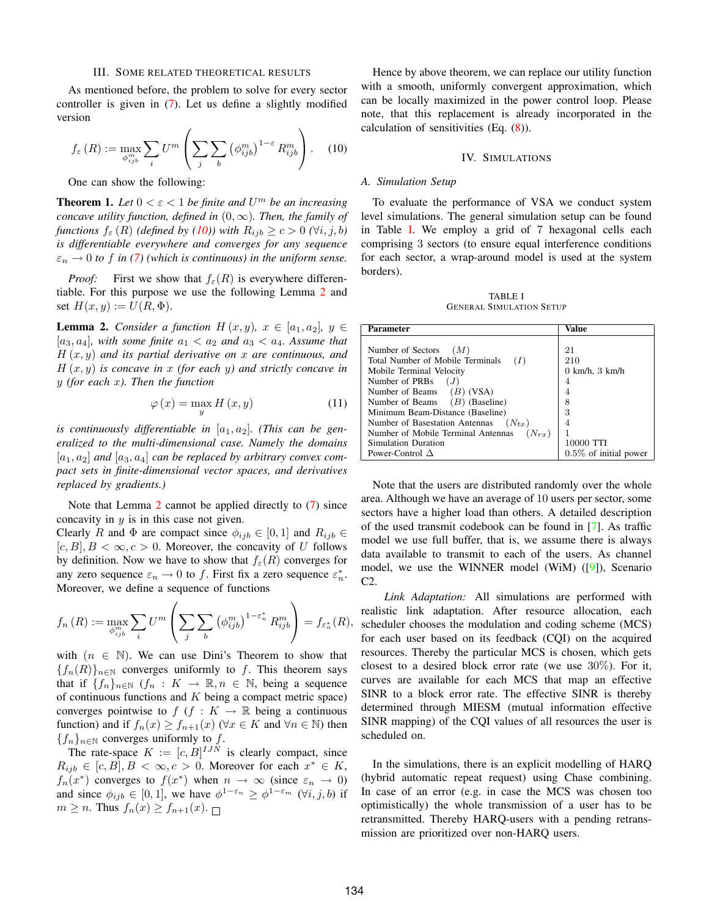## III. Some Related Theoretical Results

As mentioned before, the problem to solve for every sector controller is given in (7). Let us define a slightly modified version

$$f_\varepsilon(R) := \max_{\phi_{ijb}^m} \sum_i U^m \left( \sum_j \sum_b \left(\phi_{ijb}^m\right)^{1-\varepsilon} R_{ijb}^m \right). \quad (10)$$

One can show the following:

**Theorem 1.** *Let $0 < \varepsilon < 1$ be finite and $U^m$ be an increasing concave utility function, defined in $(0, \infty)$. Then, the family of functions $f_\varepsilon(R)$ (defined by (10)) with $R_{ijb} \geq c > 0$ $(\forall i, j, b)$ is differentiable everywhere and converges for any sequence $\varepsilon_n \to 0$ to $f$ in (7) (which is continuous) in the uniform sense.*

*Proof:* First we show that $f_\varepsilon(R)$ is everywhere differentiable. For this purpose we use the following Lemma 2 and set $H(x, y) := U(R, \Phi)$.

**Lemma 2.** *Consider a function $H(x, y)$, $x \in [a_1, a_2]$, $y \in [a_3, a_4]$, with some finite $a_1 < a_2$ and $a_3 < a_4$. Assume that $H(x, y)$ and its partial derivative on $x$ are continuous, and $H(x, y)$ is concave in $x$ (for each $y$) and strictly concave in $y$ (for each $x$). Then the function*

$$\varphi(x) = \max_y H(x, y) \quad (11)$$

*is continuously differentiable in $[a_1, a_2]$. (This can be generalized to the multi-dimensional case. Namely the domains $[a_1, a_2]$ and $[a_3, a_4]$ can be replaced by arbitrary convex compact sets in finite-dimensional vector spaces, and derivatives replaced by gradients.)*

Note that Lemma 2 cannot be applied directly to (7) since concavity in $y$ is in this case not given.
Clearly $R$ and $\Phi$ are compact since $\phi_{ijb} \in [0, 1]$ and $R_{ijb} \in [c, B], B < \infty, c > 0$. Moreover, the concavity of $U$ follows by definition. Now we have to show that $f_\varepsilon(R)$ converges for any zero sequence $\varepsilon_n \longrightarrow 0$ to $f$. First fix a zero sequence $\varepsilon_n^*$. Moreover, we define a sequence of functions

$$f_n(R) := \max_{\phi_{ijb}^m} \sum_i U^m \left( \sum_j \sum_b \left(\phi_{ijb}^m\right)^{1-\varepsilon_n^*} R_{ijb}^m \right) = f_{\varepsilon_n^*}(R),$$

with $(n \in \mathbb{N})$. We can use Dini's Theorem to show that $\{f_n(R)\}_{n \in \mathbb{N}}$ converges uniformly to $f$. This theorem says that if $\{f_n\}_{n \in \mathbb{N}}$ ($f_n : K \to \mathbb{R}, n \in \mathbb{N}$, being a sequence of continuous functions and $K$ being a compact metric space) converges pointwise to $f$ ($f : K \to \mathbb{R}$ being a continuous function) and if $f_n(x) \geq f_{n+1}(x)$ ($\forall x \in K$ and $\forall n \in \mathbb{N}$) then $\{f_n\}_{n \in \mathbb{N}}$ converges uniformly to $f$.

The rate-space $K := [c, B]^{IJN}$ is clearly compact, since $R_{ijb} \in [c, B], B < \infty, c > 0$. Moreover for each $x^* \in K$, $f_n(x^*)$ converges to $f(x^*)$ when $n \to \infty$ (since $\varepsilon_n \to 0$) and since $\phi_{ijb} \in [0, 1]$, we have $\phi^{1-\varepsilon_n} \geq \phi^{1-\varepsilon_m}$ $(\forall i, j, b)$ if $m \geq n$. Thus $f_n(x) \geq f_{n+1}(x)$. □

Hence by above theorem, we can replace our utility function with a smooth, uniformly convergent approximation, which can be locally maximized in the power control loop. Please note, that this replacement is already incorporated in the calculation of sensitivities (Eq. (8)).

## IV. Simulations

### A. Simulation Setup

To evaluate the performance of VSA we conduct system level simulations. The general simulation setup can be found in Table I. We employ a grid of 7 hexagonal cells each comprising 3 sectors (to ensure equal interference conditions for each sector, a wrap-around model is used at the system borders).

TABLE I
General Simulation Setup

| Parameter | Value |
|---|---|
| Number of Sectors $(M)$ | 21 |
| Total Number of Mobile Terminals $(I)$ | 210 |
| Mobile Terminal Velocity | 0 km/h, 3 km/h |
| Number of PRBs $(J)$ | 4 |
| Number of Beams $(B)$ (VSA) | 4 |
| Number of Beams $(B)$ (Baseline) | 8 |
| Minimum Beam-Distance (Baseline) | 3 |
| Number of Basestation Antennas $(N_{tx})$ | 4 |
| Number of Mobile Terminal Antennas $(N_{rx})$ | 1 |
| Simulation Duration | 10000 TTI |
| Power-Control $\Delta$ | 0.5% of initial power |

Note that the users are distributed randomly over the whole area. Although we have an average of 10 users per sector, some sectors have a higher load than others. A detailed description of the used transmit codebook can be found in [7]. As traffic model we use full buffer, that is, we assume there is always data available to transmit to each of the users. As channel model, we use the WINNER model (WiM) ([9]), Scenario C2.

*Link Adaptation:* All simulations are performed with realistic link adaptation. After resource allocation, each scheduler chooses the modulation and coding scheme (MCS) for each user based on its feedback (CQI) on the acquired resources. Thereby the particular MCS is chosen, which gets closest to a desired block error rate (we use 30%). For it, curves are available for each MCS that map an effective SINR to a block error rate. The effective SINR is thereby determined through MIESM (mutual information effective SINR mapping) of the CQI values of all resources the user is scheduled on.

In the simulations, there is an explicit modelling of HARQ (hybrid automatic repeat request) using Chase combining. In case of an error (e.g. in case the MCS was chosen too optimistically) the whole transmission of a user has to be retransmitted. Thereby HARQ-users with a pending retransmission are prioritized over non-HARQ users.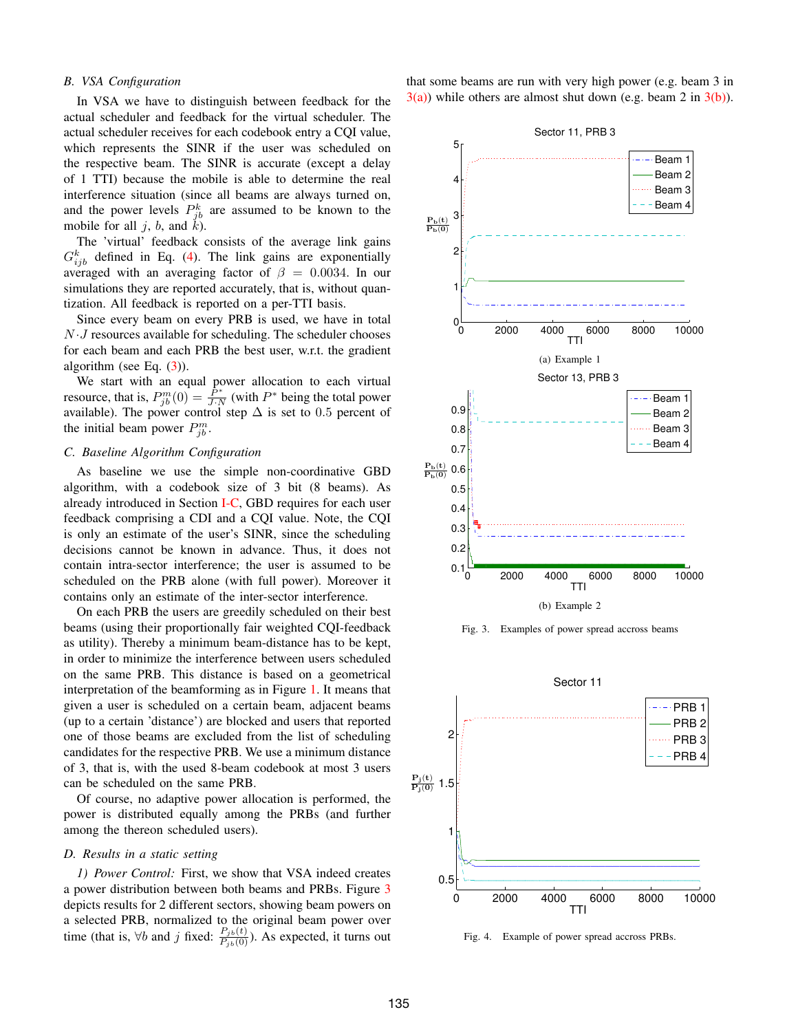### B. VSA Configuration

In VSA we have to distinguish between feedback for the actual scheduler and feedback for the virtual scheduler. The actual scheduler receives for each codebook entry a CQI value, which represents the SINR if the user was scheduled on the respective beam. The SINR is accurate (except a delay of 1 TTI) because the mobile is able to determine the real interference situation (since all beams are always turned on, and the power levels $P^k_{jb}$ are assumed to be known to the mobile for all $j$, $b$, and $k$).

The 'virtual' feedback consists of the average link gains $G^k_{ijb}$ defined in Eq. (4). The link gains are exponentially averaged with an averaging factor of $\beta = 0.0034$. In our simulations they are reported accurately, that is, without quantization. All feedback is reported on a per-TTI basis.

Since every beam on every PRB is used, we have in total $N \cdot J$ resources available for scheduling. The scheduler chooses for each beam and each PRB the best user, w.r.t. the gradient algorithm (see Eq. (3)).

We start with an equal power allocation to each virtual resource, that is, $P^m_{jb}(0) = \frac{P^*}{J \cdot N}$ (with $P^*$ being the total power available). The power control step $\Delta$ is set to 0.5 percent of the initial beam power $P^m_{jb}$.

### C. Baseline Algorithm Configuration

As baseline we use the simple non-coordinative GBD algorithm, with a codebook size of 3 bit (8 beams). As already introduced in Section I-C, GBD requires for each user feedback comprising a CDI and a CQI value. Note, the CQI is only an estimate of the user's SINR, since the scheduling decisions cannot be known in advance. Thus, it does not contain intra-sector interference; the user is assumed to be scheduled on the PRB alone (with full power). Moreover it contains only an estimate of the inter-sector interference.

On each PRB the users are greedily scheduled on their best beams (using their proportionally fair weighted CQI-feedback as utility). Thereby a minimum beam-distance has to be kept, in order to minimize the interference between users scheduled on the same PRB. This distance is based on a geometrical interpretation of the beamforming as in Figure 1. It means that given a user is scheduled on a certain beam, adjacent beams (up to a certain 'distance') are blocked and users that reported one of those beams are excluded from the list of scheduling candidates for the respective PRB. We use a minimum distance of 3, that is, with the used 8-beam codebook at most 3 users can be scheduled on the same PRB.

Of course, no adaptive power allocation is performed, the power is distributed equally among the PRBs (and further among the thereon scheduled users).

### D. Results in a static setting

*1) Power Control:* First, we show that VSA indeed creates a power distribution between both beams and PRBs. Figure 3 depicts results for 2 different sectors, showing beam powers on a selected PRB, normalized to the original beam power over time (that is, $\forall b$ and $j$ fixed: $\frac{P_{jb}(t)}{P_{jb}(0)}$). As expected, it turns out that some beams are run with very high power (e.g. beam 3 in 3(a)) while others are almost shut down (e.g. beam 2 in 3(b)).

(a) Example 1

(b) Example 2

Fig. 3. Examples of power spread accross beams

Fig. 4. Example of power spread accross PRBs.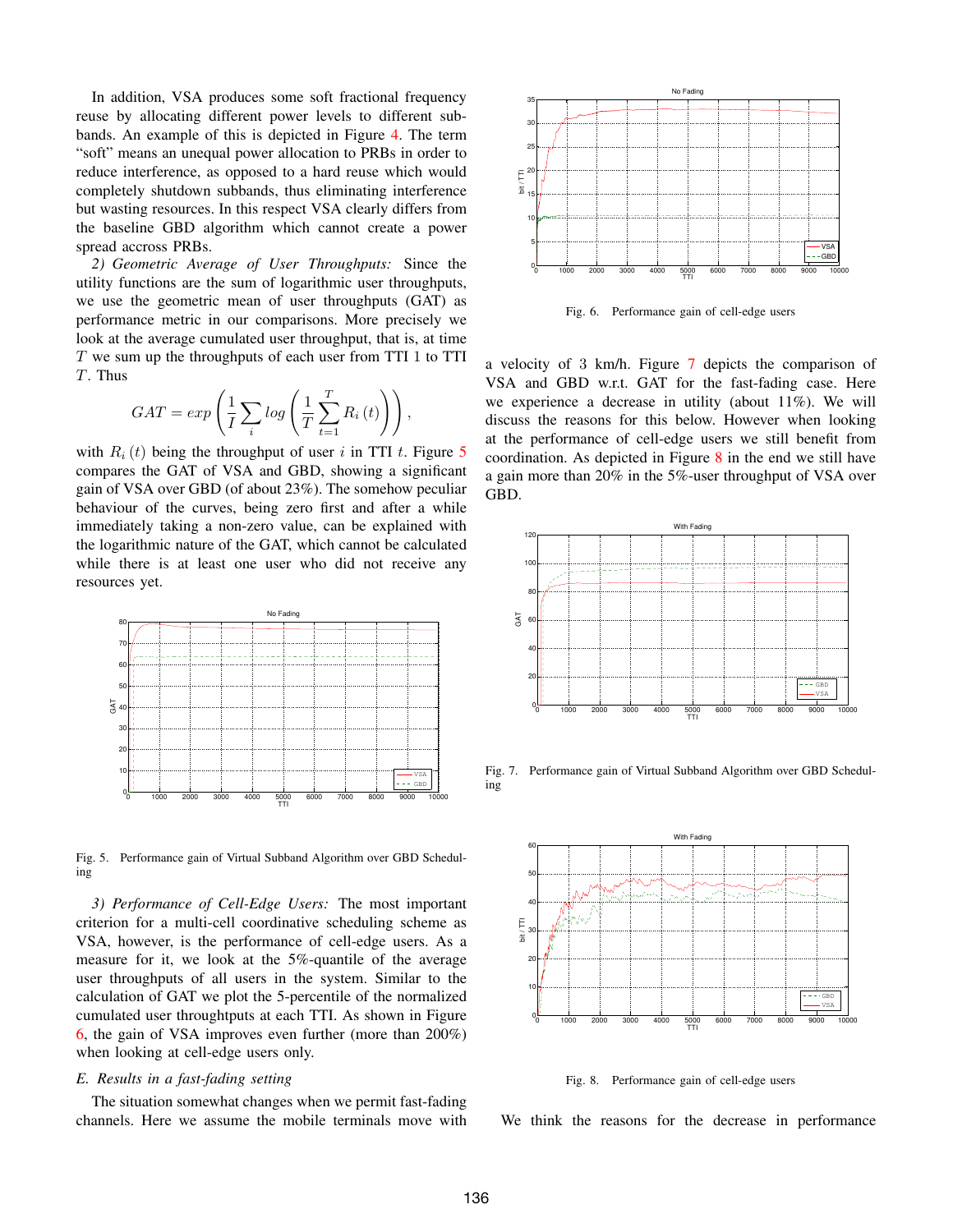In addition, VSA produces some soft fractional frequency reuse by allocating different power levels to different subbands. An example of this is depicted in Figure 4. The term "soft" means an unequal power allocation to PRBs in order to reduce interference, as opposed to a hard reuse which would completely shutdown subbands, thus eliminating interference but wasting resources. In this respect VSA clearly differs from the baseline GBD algorithm which cannot create a power spread accross PRBs.

*2) Geometric Average of User Throughputs:* Since the utility functions are the sum of logarithmic user throughputs, we use the geometric mean of user throughputs (GAT) as performance metric in our comparisons. More precisely we look at the average cumulated user throughput, that is, at time $T$ we sum up the throughputs of each user from TTI 1 to TTI $T$. Thus

$$GAT = exp\left(\frac{1}{I}\sum_{i} log\left(\frac{1}{T}\sum_{t=1}^{T} R_i(t)\right)\right),$$

with $R_i(t)$ being the throughput of user $i$ in TTI $t$. Figure 5 compares the GAT of VSA and GBD, showing a significant gain of VSA over GBD (of about 23%). The somehow peculiar behaviour of the curves, being zero first and after a while immediately taking a non-zero value, can be explained with the logarithmic nature of the GAT, which cannot be calculated while there is at least one user who did not receive any resources yet.

Fig. 5. Performance gain of Virtual Subband Algorithm over GBD Scheduling

*3) Performance of Cell-Edge Users:* The most important criterion for a multi-cell coordinative scheduling scheme as VSA, however, is the performance of cell-edge users. As a measure for it, we look at the 5%-quantile of the average user throughputs of all users in the system. Similar to the calculation of GAT we plot the 5-percentile of the normalized cumulated user throughputs at each TTI. As shown in Figure 6, the gain of VSA improves even further (more than 200%) when looking at cell-edge users only.

### *E. Results in a fast-fading setting*

The situation somewhat changes when we permit fast-fading channels. Here we assume the mobile terminals move with a velocity of 3 km/h. Figure 7 depicts the comparison of VSA and GBD w.r.t. GAT for the fast-fading case. Here we experience a decrease in utility (about 11%). We will discuss the reasons for this below. However when looking at the performance of cell-edge users we still benefit from coordination. As depicted in Figure 8 in the end we still have a gain more than 20% in the 5%-user throughput of VSA over GBD.

Fig. 6. Performance gain of cell-edge users

Fig. 7. Performance gain of Virtual Subband Algorithm over GBD Scheduling

Fig. 8. Performance gain of cell-edge users

We think the reasons for the decrease in performance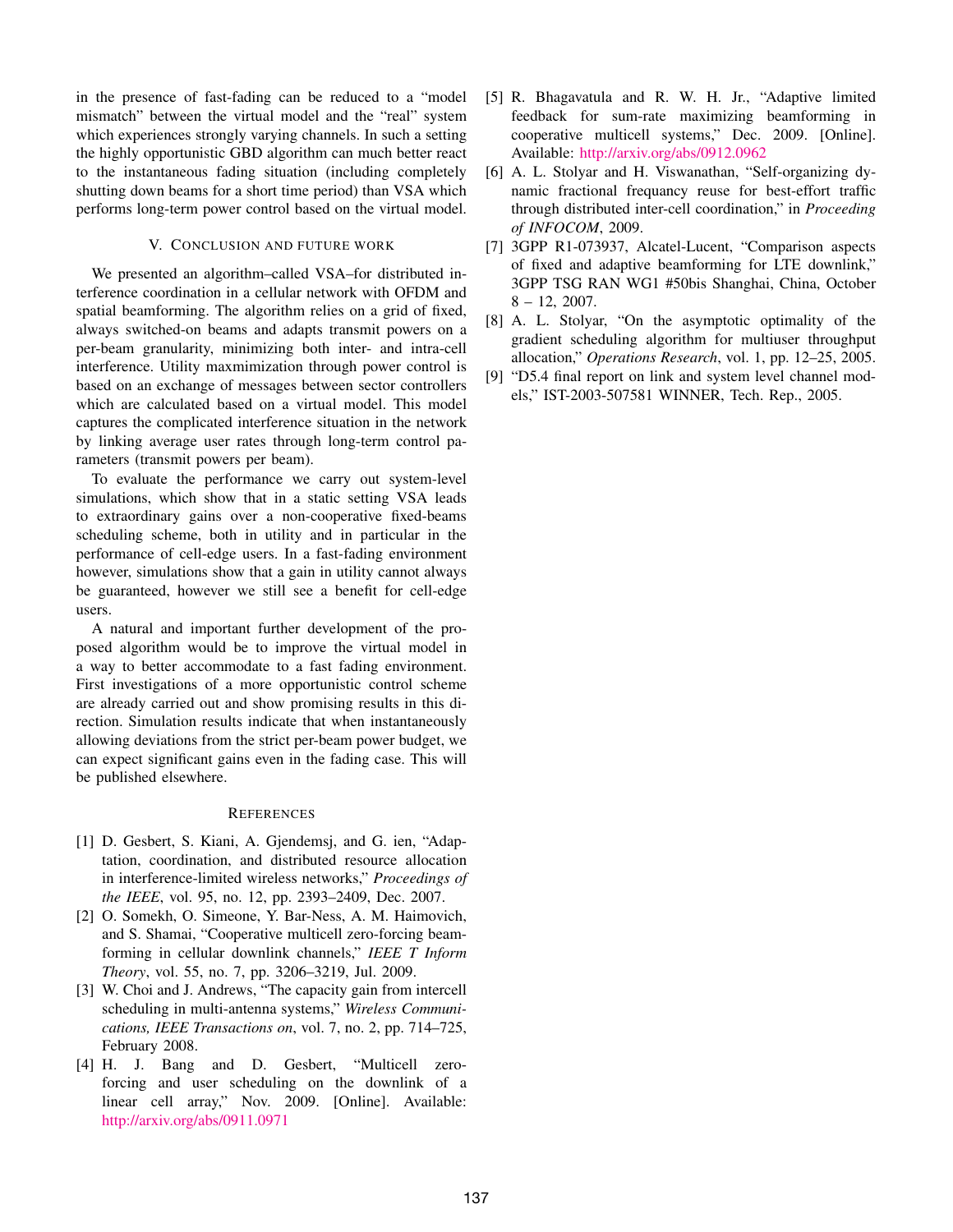in the presence of fast-fading can be reduced to a "model mismatch" between the virtual model and the "real" system which experiences strongly varying channels. In such a setting the highly opportunistic GBD algorithm can much better react to the instantaneous fading situation (including completely shutting down beams for a short time period) than VSA which performs long-term power control based on the virtual model.

## V. Conclusion and Future Work

We presented an algorithm–called VSA–for distributed interference coordination in a cellular network with OFDM and spatial beamforming. The algorithm relies on a grid of fixed, always switched-on beams and adapts transmit powers on a per-beam granularity, minimizing both inter- and intra-cell interference. Utility maxmimization through power control is based on an exchange of messages between sector controllers which are calculated based on a virtual model. This model captures the complicated interference situation in the network by linking average user rates through long-term control parameters (transmit powers per beam).

To evaluate the performance we carry out system-level simulations, which show that in a static setting VSA leads to extraordinary gains over a non-cooperative fixed-beams scheduling scheme, both in utility and in particular in the performance of cell-edge users. In a fast-fading environment however, simulations show that a gain in utility cannot always be guaranteed, however we still see a benefit for cell-edge users.

A natural and important further development of the proposed algorithm would be to improve the virtual model in a way to better accommodate to a fast fading environment. First investigations of a more opportunistic control scheme are already carried out and show promising results in this direction. Simulation results indicate that when instantaneously allowing deviations from the strict per-beam power budget, we can expect significant gains even in the fading case. This will be published elsewhere.

## References

[1] D. Gesbert, S. Kiani, A. Gjendemsj, and G. ien, "Adaptation, coordination, and distributed resource allocation in interference-limited wireless networks," *Proceedings of the IEEE*, vol. 95, no. 12, pp. 2393–2409, Dec. 2007.

[2] O. Somekh, O. Simeone, Y. Bar-Ness, A. M. Haimovich, and S. Shamai, "Cooperative multicell zero-forcing beamforming in cellular downlink channels," *IEEE T Inform Theory*, vol. 55, no. 7, pp. 3206–3219, Jul. 2009.

[3] W. Choi and J. Andrews, "The capacity gain from intercell scheduling in multi-antenna systems," *Wireless Communications, IEEE Transactions on*, vol. 7, no. 2, pp. 714–725, February 2008.

[4] H. J. Bang and D. Gesbert, "Multicell zero-forcing and user scheduling on the downlink of a linear cell array," Nov. 2009. [Online]. Available: http://arxiv.org/abs/0911.0971

[5] R. Bhagavatula and R. W. H. Jr., "Adaptive limited feedback for sum-rate maximizing beamforming in cooperative multicell systems," Dec. 2009. [Online]. Available: http://arxiv.org/abs/0912.0962

[6] A. L. Stolyar and H. Viswanathan, "Self-organizing dynamic fractional frequency reuse for best-effort traffic through distributed inter-cell coordination," in *Proceeding of INFOCOM*, 2009.

[7] 3GPP R1-073937, Alcatel-Lucent, "Comparison aspects of fixed and adaptive beamforming for LTE downlink," 3GPP TSG RAN WG1 #50bis Shanghai, China, October 8 – 12, 2007.

[8] A. L. Stolyar, "On the asymptotic optimality of the gradient scheduling algorithm for multiuser throughput allocation," *Operations Research*, vol. 1, pp. 12–25, 2005.

[9] "D5.4 final report on link and system level channel models," IST-2003-507581 WINNER, Tech. Rep., 2005.